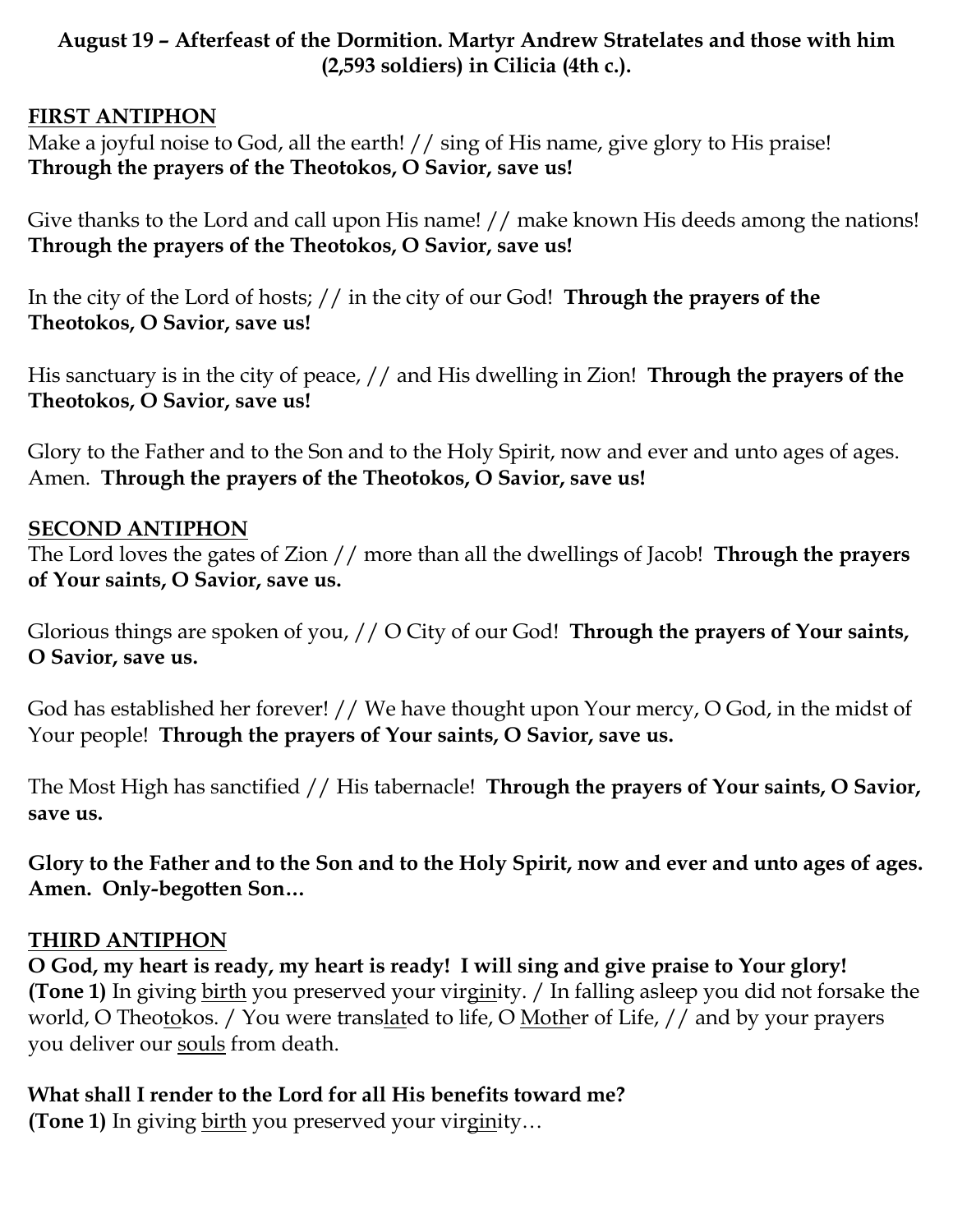**August 19 – Afterfeast of the Dormition. Martyr Andrew Stratelates and those with him (2,593 soldiers) in Cilicia (4th c.).**

## FIRST ANTIPHON

Make a joyful noise to God, all the earth! // sing of His name, give glory to His praise! **Through the prayers of the Theotokos, O Savior, save us!**

Give thanks to the Lord and call upon His name! // make known His deeds among the nations! **Through the prayers of the Theotokos, O Savior, save us!**

In the city of the Lord of hosts; // in the city of our God! **Through the prayers of the Theotokos, O Savior, save us!**

His sanctuary is in the city of peace, // and His dwelling in Zion! **Through the prayers of the Theotokos, O Savior, save us!**

Glory to the Father and to the Son and to the Holy Spirit, now and ever and unto ages of ages. Amen. **Through the prayers of the Theotokos, O Savior, save us!**

## SECOND ANTIPHON

The Lord loves the gates of Zion // more than all the dwellings of Jacob! **Through the prayers of Your saints, O Savior, save us.**

Glorious things are spoken of you, // O City of our God! **Through the prayers of Your saints, O Savior, save us.**

God has established her forever! // We have thought upon Your mercy, O God, in the midst of Your people! **Through the prayers of Your saints, O Savior, save us.**

The Most High has sanctified // His tabernacle! **Through the prayers of Your saints, O Savior, save us.**

**Glory to the Father and to the Son and to the Holy Spirit, now and ever and unto ages of ages. Amen. Only-begotten Son…**

## THIRD ANTIPHON

**O God, my heart is ready, my heart is ready! I will sing and give praise to Your glory!**
**(Tone 1)** In giving birth you preserved your virginity. / In falling asleep you did not forsake the world, O Theotokos. / You were translated to life, O Mother of Life, // and by your prayers you deliver our souls from death.

**What shall I render to the Lord for all His benefits toward me?**
**(Tone 1)** In giving birth you preserved your virginity…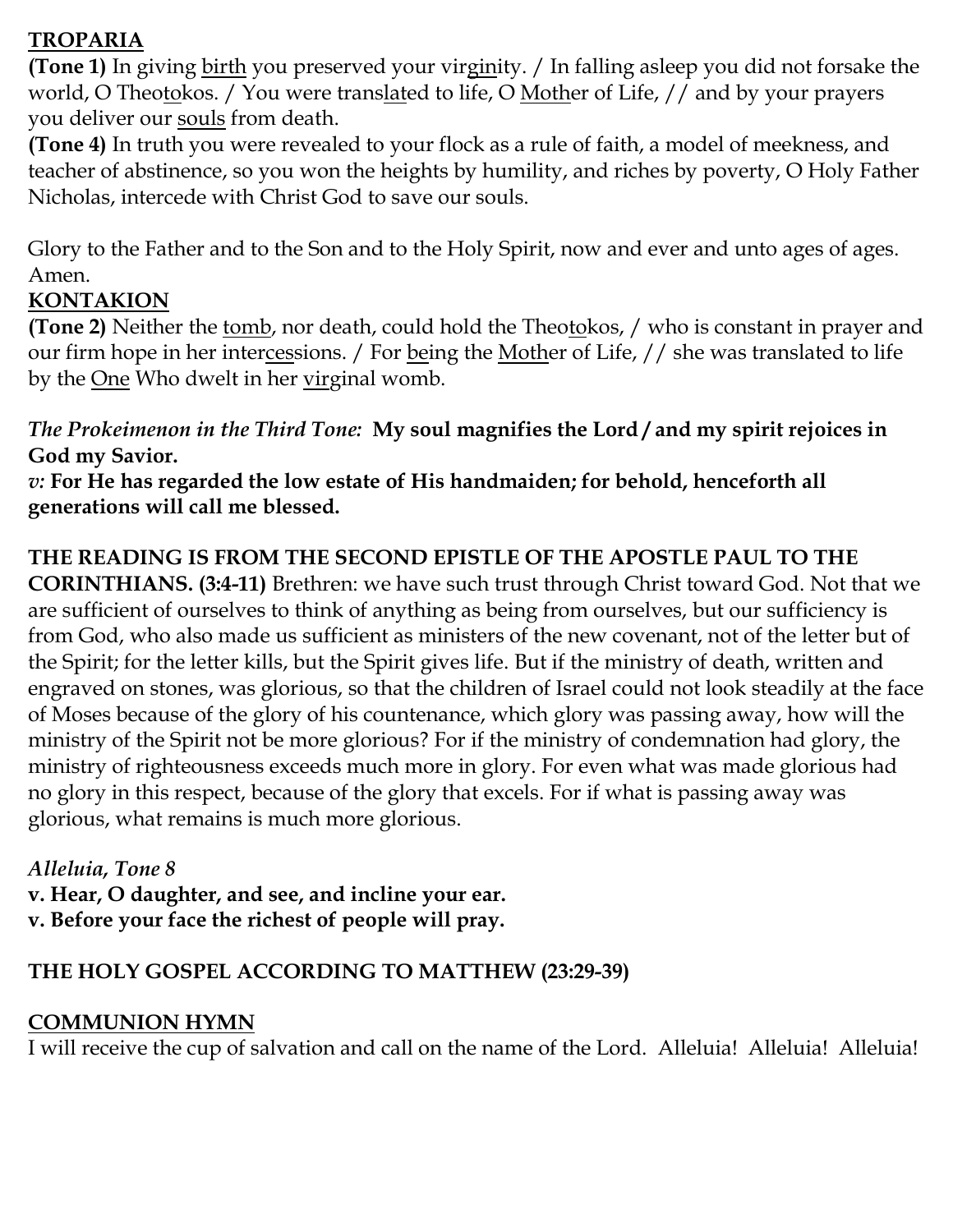**TROPARIA**

**(Tone 1)** In giving birth you preserved your virginity. / In falling asleep you did not forsake the world, O Theotokos. / You were translated to life, O Mother of Life, // and by your prayers you deliver our souls from death.

**(Tone 4)** In truth you were revealed to your flock as a rule of faith, a model of meekness, and teacher of abstinence, so you won the heights by humility, and riches by poverty, O Holy Father Nicholas, intercede with Christ God to save our souls.

Glory to the Father and to the Son and to the Holy Spirit, now and ever and unto ages of ages. Amen.

**KONTAKION**

**(Tone 2)** Neither the tomb, nor death, could hold the Theotokos, / who is constant in prayer and our firm hope in her intercessions. / For being the Mother of Life, // she was translated to life by the One Who dwelt in her virginal womb.

*The Prokeimenon in the Third Tone:* **My soul magnifies the Lord / and my spirit rejoices in God my Savior.**

*v:* **For He has regarded the low estate of His handmaiden; for behold, henceforth all generations will call me blessed.**

**THE READING IS FROM THE SECOND EPISTLE OF THE APOSTLE PAUL TO THE CORINTHIANS. (3:4-11)** Brethren: we have such trust through Christ toward God. Not that we are sufficient of ourselves to think of anything as being from ourselves, but our sufficiency is from God, who also made us sufficient as ministers of the new covenant, not of the letter but of the Spirit; for the letter kills, but the Spirit gives life. But if the ministry of death, written and engraved on stones, was glorious, so that the children of Israel could not look steadily at the face of Moses because of the glory of his countenance, which glory was passing away, how will the ministry of the Spirit not be more glorious? For if the ministry of condemnation had glory, the ministry of righteousness exceeds much more in glory. For even what was made glorious had no glory in this respect, because of the glory that excels. For if what is passing away was glorious, what remains is much more glorious.

*Alleluia, Tone 8*

**v. Hear, O daughter, and see, and incline your ear.**

**v. Before your face the richest of people will pray.**

**THE HOLY GOSPEL ACCORDING TO MATTHEW (23:29-39)**

**COMMUNION HYMN**

I will receive the cup of salvation and call on the name of the Lord. Alleluia! Alleluia! Alleluia!